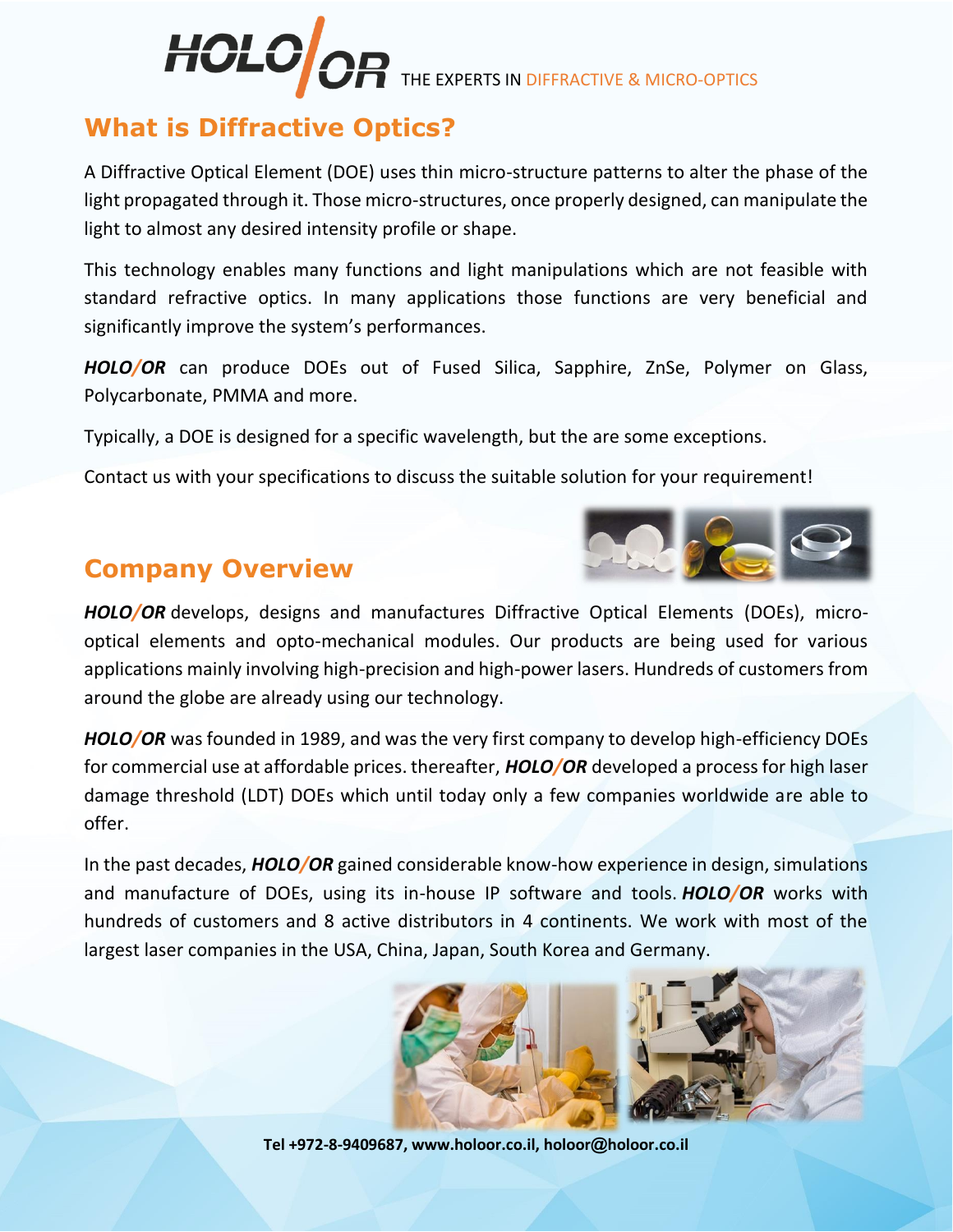HOLO/OR THE EXPERTS IN DIFFRACTIVE & MICRO-OPTICS

## What is Diffractive Optics?

A Diffractive Optical Element (DOE) uses thin micro-structure patterns to alter the phase of the light propagated through it. Those micro-structures, once properly designed, can manipulate the light to almost any desired intensity profile or shape.

This technology enables many functions and light manipulations which are not feasible with standard refractive optics. In many applications those functions are very beneficial and significantly improve the system's performances.

***HOLO/OR*** can produce DOEs out of Fused Silica, Sapphire, ZnSe, Polymer on Glass, Polycarbonate, PMMA and more.

Typically, a DOE is designed for a specific wavelength, but the are some exceptions.

Contact us with your specifications to discuss the suitable solution for your requirement!

## Company Overview

***HOLO/OR*** develops, designs and manufactures Diffractive Optical Elements (DOEs), micro-optical elements and opto-mechanical modules. Our products are being used for various applications mainly involving high-precision and high-power lasers. Hundreds of customers from around the globe are already using our technology.

***HOLO/OR*** was founded in 1989, and was the very first company to develop high-efficiency DOEs for commercial use at affordable prices. thereafter, ***HOLO/OR*** developed a process for high laser damage threshold (LDT) DOEs which until today only a few companies worldwide are able to offer.

In the past decades, ***HOLO/OR*** gained considerable know-how experience in design, simulations and manufacture of DOEs, using its in-house IP software and tools. ***HOLO/OR*** works with hundreds of customers and 8 active distributors in 4 continents. We work with most of the largest laser companies in the USA, China, Japan, South Korea and Germany.

**Tel +972-8-9409687, www.holoor.co.il, holoor@holoor.co.il**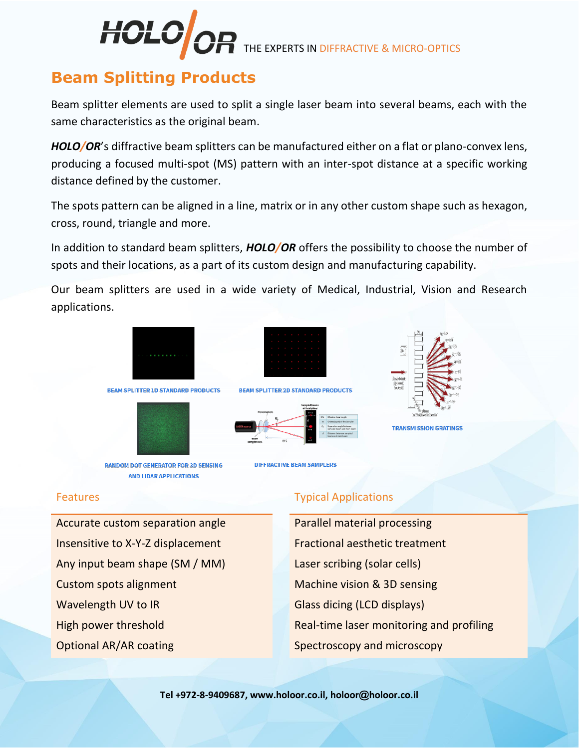HOLO/OR THE EXPERTS IN DIFFRACTIVE & MICRO-OPTICS

# Beam Splitting Products

Beam splitter elements are used to split a single laser beam into several beams, each with the same characteristics as the original beam.

***HOLO/OR***'s diffractive beam splitters can be manufactured either on a flat or plano-convex lens, producing a focused multi-spot (MS) pattern with an inter-spot distance at a specific working distance defined by the customer.

The spots pattern can be aligned in a line, matrix or in any other custom shape such as hexagon, cross, round, triangle and more.

In addition to standard beam splitters, ***HOLO/OR*** offers the possibility to choose the number of spots and their locations, as a part of its custom design and manufacturing capability.

Our beam splitters are used in a wide variety of Medical, Industrial, Vision and Research applications.

BEAM SPLITTER 1D STANDARD PRODUCTS

BEAM SPLITTER 2D STANDARD PRODUCTS

TRANSMISSION GRATINGS

RANDOM DOT GENERATOR FOR 3D SENSING AND LIDAR APPLICATIONS

DIFFRACTIVE BEAM SAMPLERS

| Features | Typical Applications |
|---|---|
| Accurate custom separation angle | Parallel material processing |
| Insensitive to X-Y-Z displacement | Fractional aesthetic treatment |
| Any input beam shape (SM / MM) | Laser scribing (solar cells) |
| Custom spots alignment | Machine vision & 3D sensing |
| Wavelength UV to IR | Glass dicing (LCD displays) |
| High power threshold | Real-time laser monitoring and profiling |
| Optional AR/AR coating | Spectroscopy and microscopy |

**Tel +972-8-9409687, www.holoor.co.il, holoor@holoor.co.il**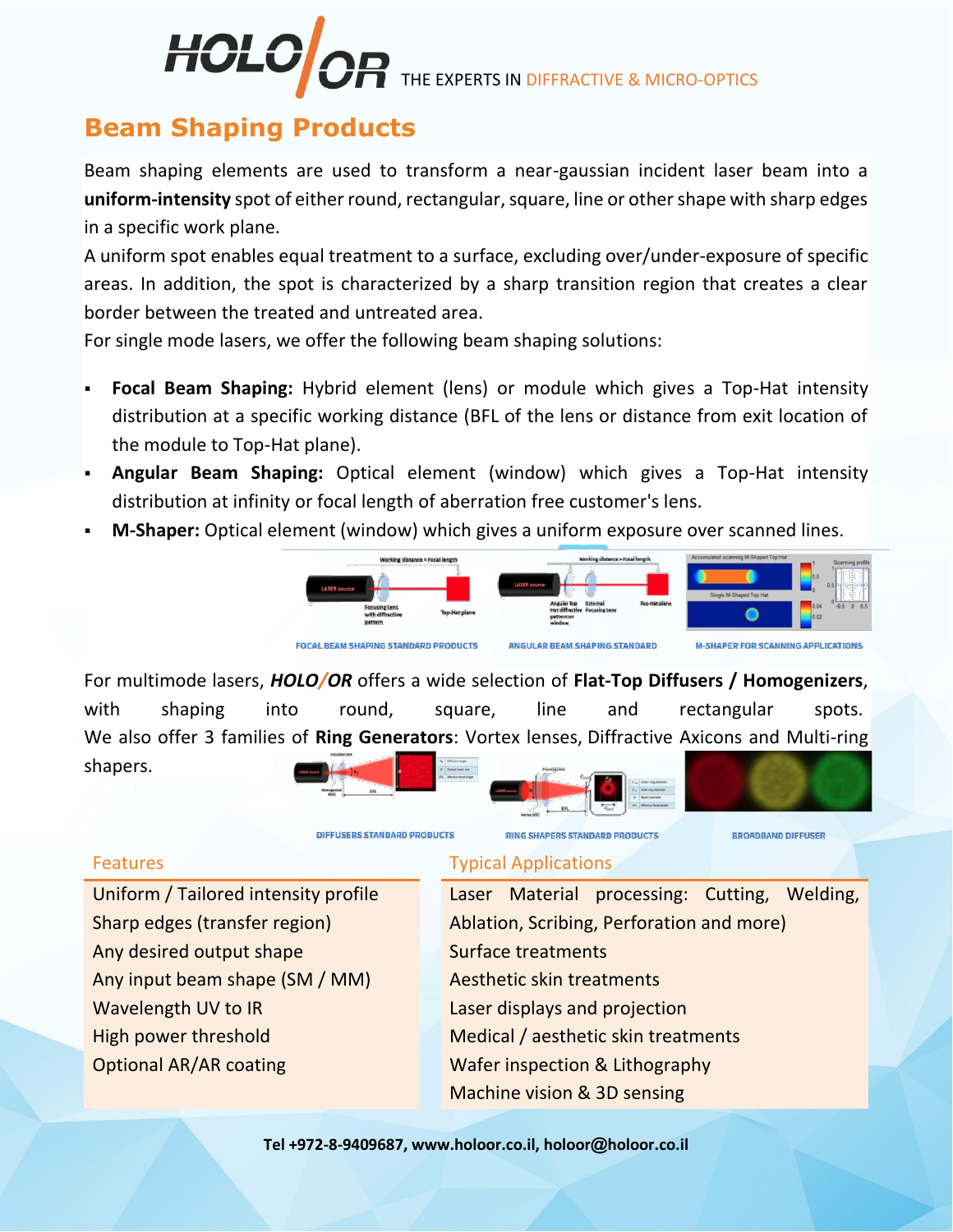# Beam Shaping Products

Beam shaping elements are used to transform a near-gaussian incident laser beam into a **uniform-intensity** spot of either round, rectangular, square, line or other shape with sharp edges in a specific work plane.

A uniform spot enables equal treatment to a surface, excluding over/under-exposure of specific areas. In addition, the spot is characterized by a sharp transition region that creates a clear border between the treated and untreated area.

For single mode lasers, we offer the following beam shaping solutions:

- **Focal Beam Shaping:** Hybrid element (lens) or module which gives a Top-Hat intensity distribution at a specific working distance (BFL of the lens or distance from exit location of the module to Top-Hat plane).
- **Angular Beam Shaping:** Optical element (window) which gives a Top-Hat intensity distribution at infinity or focal length of aberration free customer's lens.
- **M-Shaper:** Optical element (window) which gives a uniform exposure over scanned lines.

FOCAL BEAM SHAPING STANDARD PRODUCTS

ANGULAR BEAM SHAPING STANDARD

M-SHAPER FOR SCANNING APPLICATIONS

For multimode lasers, ***HOLO/OR*** offers a wide selection of **Flat-Top Diffusers / Homogenizers**, with shaping into round, square, line and rectangular spots.
We also offer 3 families of **Ring Generators**: Vortex lenses, Diffractive Axicons and Multi-ring shapers.

DIFFUSERS STANDARD PRODUCTS

RING SHAPERS STANDARD PRODUCTS

BROADBAND DIFFUSER

| Features | Typical Applications |
|---|---|
| Uniform / Tailored intensity profile | Laser Material processing: Cutting, Welding, Ablation, Scribing, Perforation and more) |
| Sharp edges (transfer region) | Surface treatments |
| Any desired output shape | Aesthetic skin treatments |
| Any input beam shape (SM / MM) | Laser displays and projection |
| Wavelength UV to IR | Medical / aesthetic skin treatments |
| High power threshold | Wafer inspection & Lithography |
| Optional AR/AR coating | Machine vision & 3D sensing |

**Tel +972-8-9409687, www.holoor.co.il, holoor@holoor.co.il**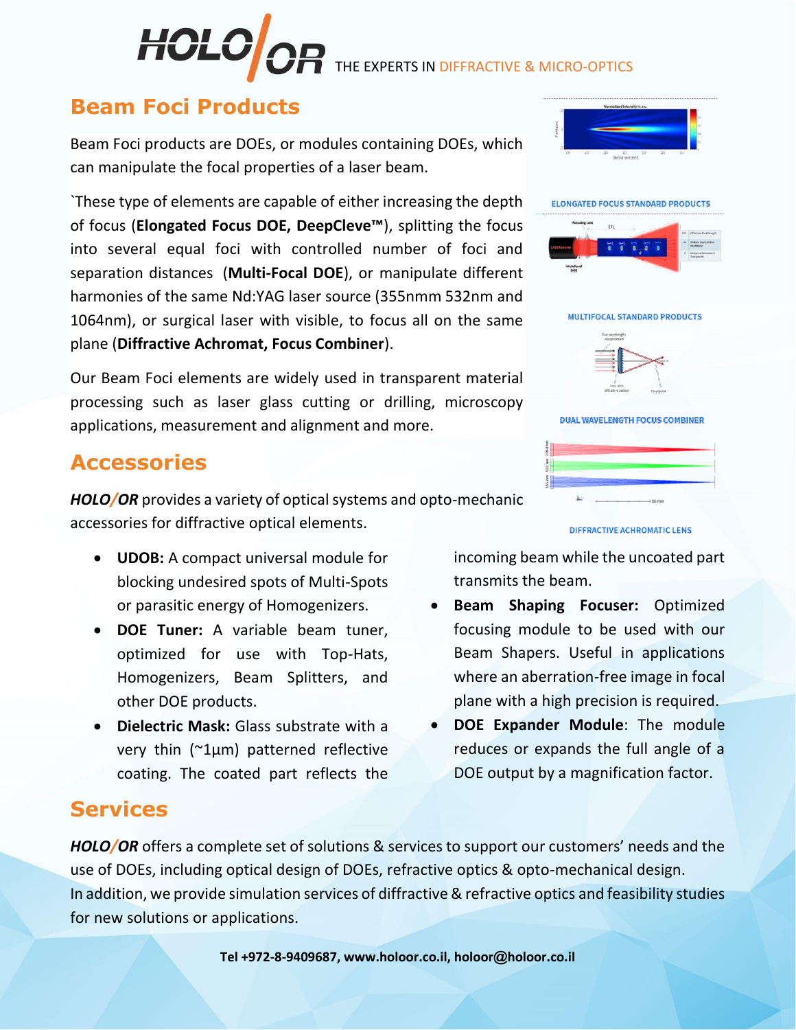HOLO/OR THE EXPERTS IN DIFFRACTIVE & MICRO-OPTICS

## Beam Foci Products

Beam Foci products are DOEs, or modules containing DOEs, which can manipulate the focal properties of a laser beam.

`These type of elements are capable of either increasing the depth of focus (**Elongated Focus DOE, DeepCleve™**), splitting the focus into several equal foci with controlled number of foci and separation distances (**Multi-Focal DOE**), or manipulate different harmonies of the same Nd:YAG laser source (355nmm 532nm and 1064nm), or surgical laser with visible, to focus all on the same plane (**Diffractive Achromat, Focus Combiner**).

Our Beam Foci elements are widely used in transparent material processing such as laser glass cutting or drilling, microscopy applications, measurement and alignment and more.

ELONGATED FOCUS STANDARD PRODUCTS

MULTIFOCAL STANDARD PRODUCTS

DUAL WAVELENGTH FOCUS COMBINER

DIFFRACTIVE ACHROMATIC LENS

## Accessories

***HOLO/OR*** provides a variety of optical systems and opto-mechanic accessories for diffractive optical elements.

- **UDOB:** A compact universal module for blocking undesired spots of Multi-Spots or parasitic energy of Homogenizers.
- **DOE Tuner:** A variable beam tuner, optimized for use with Top-Hats, Homogenizers, Beam Splitters, and other DOE products.
- **Dielectric Mask:** Glass substrate with a very thin (~1µm) patterned reflective coating. The coated part reflects the incoming beam while the uncoated part transmits the beam.
- **Beam Shaping Focuser:** Optimized focusing module to be used with our Beam Shapers. Useful in applications where an aberration-free image in focal plane with a high precision is required.
- **DOE Expander Module**: The module reduces or expands the full angle of a DOE output by a magnification factor.

## Services

***HOLO/OR*** offers a complete set of solutions & services to support our customers' needs and the use of DOEs, including optical design of DOEs, refractive optics & opto-mechanical design.
In addition, we provide simulation services of diffractive & refractive optics and feasibility studies for new solutions or applications.

**Tel +972-8-9409687, www.holoor.co.il, holoor@holoor.co.il**